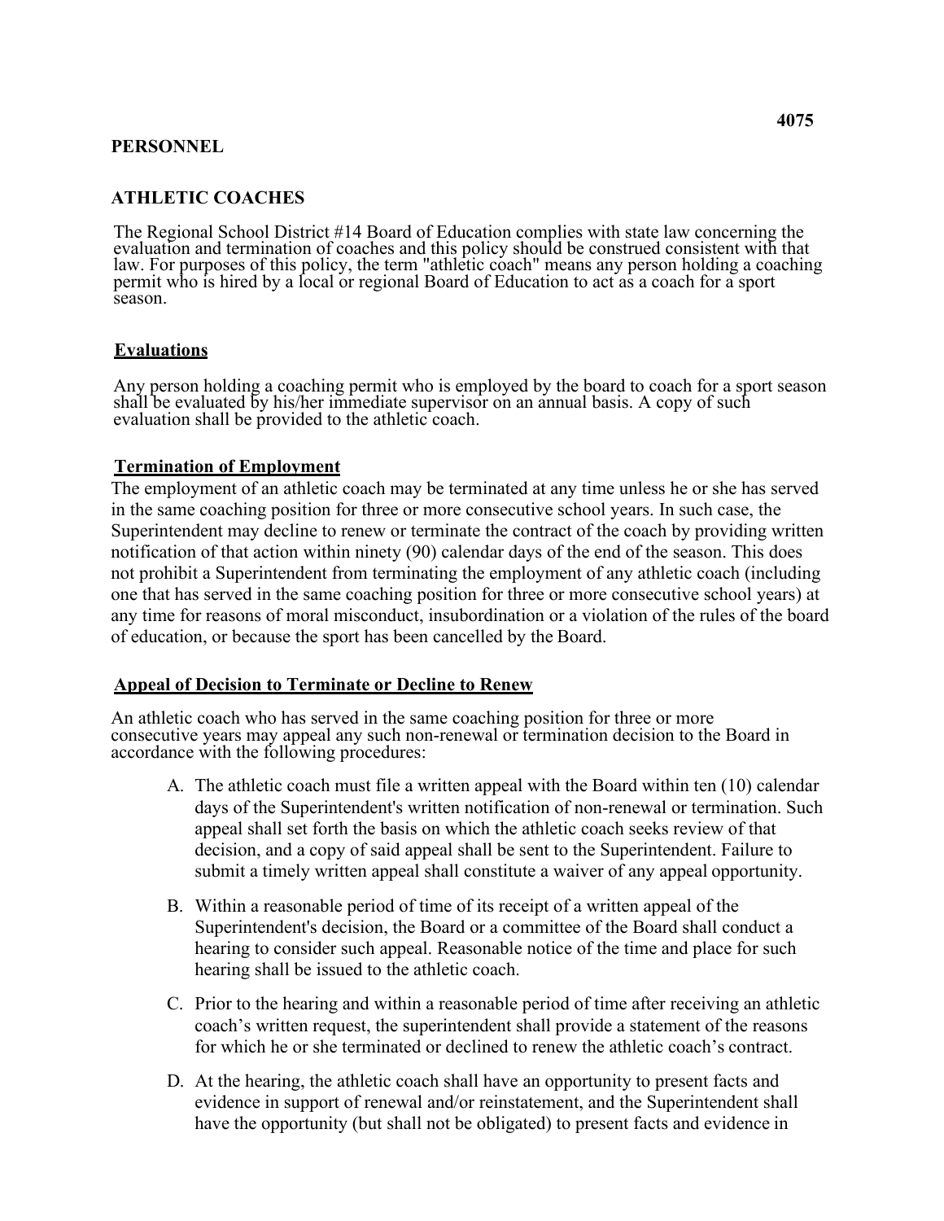4075

# PERSONNEL

## ATHLETIC COACHES

The Regional School District #14 Board of Education complies with state law concerning the evaluation and termination of coaches and this policy should be construed consistent with that law. For purposes of this policy, the term "athletic coach" means any person holding a coaching permit who is hired by a local or regional Board of Education to act as a coach for a sport season.

### Evaluations

Any person holding a coaching permit who is employed by the board to coach for a sport season shall be evaluated by his/her immediate supervisor on an annual basis. A copy of such evaluation shall be provided to the athletic coach.

### Termination of Employment

The employment of an athletic coach may be terminated at any time unless he or she has served in the same coaching position for three or more consecutive school years. In such case, the Superintendent may decline to renew or terminate the contract of the coach by providing written notification of that action within ninety (90) calendar days of the end of the season. This does not prohibit a Superintendent from terminating the employment of any athletic coach (including one that has served in the same coaching position for three or more consecutive school years) at any time for reasons of moral misconduct, insubordination or a violation of the rules of the board of education, or because the sport has been cancelled by the Board.

### Appeal of Decision to Terminate or Decline to Renew

An athletic coach who has served in the same coaching position for three or more consecutive years may appeal any such non-renewal or termination decision to the Board in accordance with the following procedures:

A. The athletic coach must file a written appeal with the Board within ten (10) calendar days of the Superintendent's written notification of non-renewal or termination. Such appeal shall set forth the basis on which the athletic coach seeks review of that decision, and a copy of said appeal shall be sent to the Superintendent. Failure to submit a timely written appeal shall constitute a waiver of any appeal opportunity.

B. Within a reasonable period of time of its receipt of a written appeal of the Superintendent's decision, the Board or a committee of the Board shall conduct a hearing to consider such appeal. Reasonable notice of the time and place for such hearing shall be issued to the athletic coach.

C. Prior to the hearing and within a reasonable period of time after receiving an athletic coach's written request, the superintendent shall provide a statement of the reasons for which he or she terminated or declined to renew the athletic coach's contract.

D. At the hearing, the athletic coach shall have an opportunity to present facts and evidence in support of renewal and/or reinstatement, and the Superintendent shall have the opportunity (but shall not be obligated) to present facts and evidence in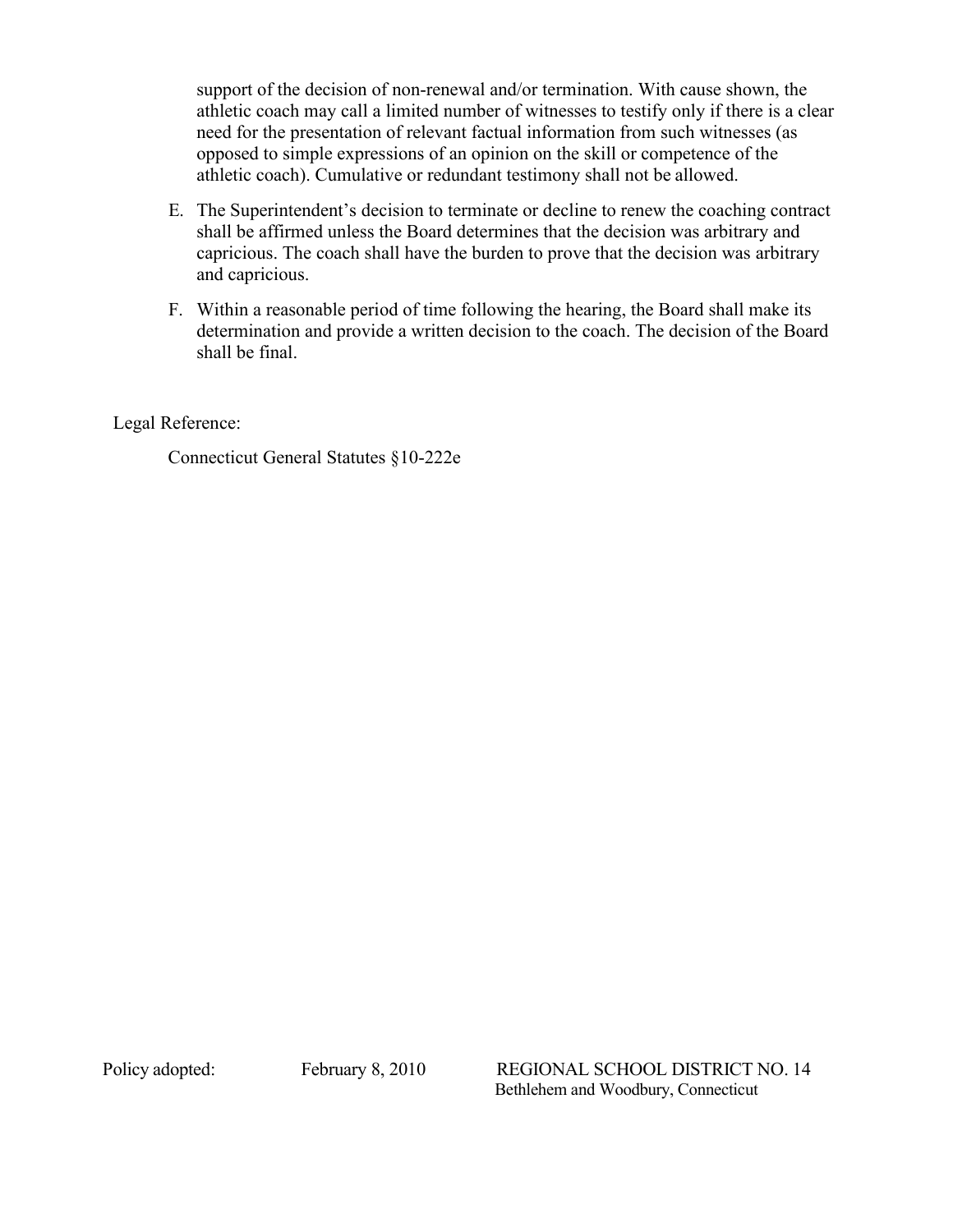support of the decision of non-renewal and/or termination. With cause shown, the athletic coach may call a limited number of witnesses to testify only if there is a clear need for the presentation of relevant factual information from such witnesses (as opposed to simple expressions of an opinion on the skill or competence of the athletic coach). Cumulative or redundant testimony shall not be allowed.

E. The Superintendent's decision to terminate or decline to renew the coaching contract shall be affirmed unless the Board determines that the decision was arbitrary and capricious. The coach shall have the burden to prove that the decision was arbitrary and capricious.

F. Within a reasonable period of time following the hearing, the Board shall make its determination and provide a written decision to the coach. The decision of the Board shall be final.

Legal Reference:

Connecticut General Statutes §10-222e

Policy adopted: February 8, 2010

REGIONAL SCHOOL DISTRICT NO. 14
Bethlehem and Woodbury, Connecticut